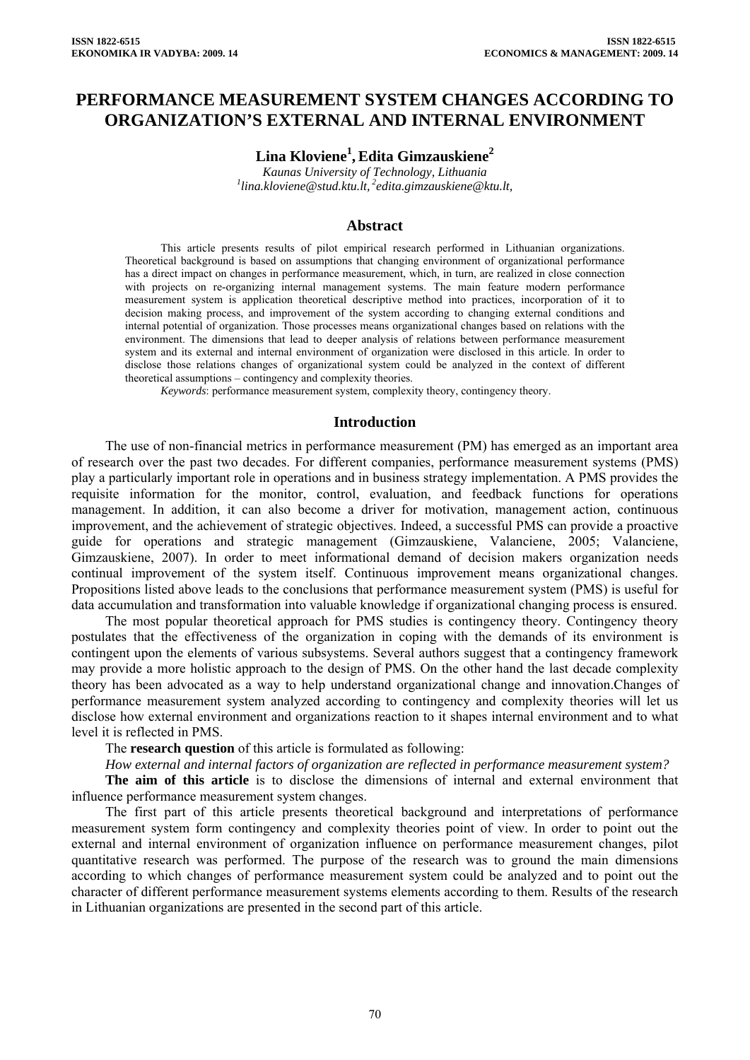# PERFORMANCE MEASUREMENT SYSTEM CHANGES ACCORDING TO ORGANIZATION'S EXTERNAL AND INTERNAL ENVIRONMENT

**Lina Kloviene[1], Edita Gimzauskiene[2]**

*Kaunas University of Technology, Lithuania*
*[1]lina.kloviene@stud.ktu.lt, [2]edita.gimzauskiene@ktu.lt,*

## Abstract

This article presents results of pilot empirical research performed in Lithuanian organizations. Theoretical background is based on assumptions that changing environment of organizational performance has a direct impact on changes in performance measurement, which, in turn, are realized in close connection with projects on re-organizing internal management systems. The main feature modern performance measurement system is application theoretical descriptive method into practices, incorporation of it to decision making process, and improvement of the system according to changing external conditions and internal potential of organization. Those processes means organizational changes based on relations with the environment. The dimensions that lead to deeper analysis of relations between performance measurement system and its external and internal environment of organization were disclosed in this article. In order to disclose those relations changes of organizational system could be analyzed in the context of different theoretical assumptions – contingency and complexity theories.

*Keywords*: performance measurement system, complexity theory, contingency theory.

## Introduction

The use of non-financial metrics in performance measurement (PM) has emerged as an important area of research over the past two decades. For different companies, performance measurement systems (PMS) play a particularly important role in operations and in business strategy implementation. A PMS provides the requisite information for the monitor, control, evaluation, and feedback functions for operations management. In addition, it can also become a driver for motivation, management action, continuous improvement, and the achievement of strategic objectives. Indeed, a successful PMS can provide a proactive guide for operations and strategic management (Gimzauskiene, Valanciene, 2005; Valanciene, Gimzauskiene, 2007). In order to meet informational demand of decision makers organization needs continual improvement of the system itself. Continuous improvement means organizational changes. Propositions listed above leads to the conclusions that performance measurement system (PMS) is useful for data accumulation and transformation into valuable knowledge if organizational changing process is ensured.

The most popular theoretical approach for PMS studies is contingency theory. Contingency theory postulates that the effectiveness of the organization in coping with the demands of its environment is contingent upon the elements of various subsystems. Several authors suggest that a contingency framework may provide a more holistic approach to the design of PMS. On the other hand the last decade complexity theory has been advocated as a way to help understand organizational change and innovation.Changes of performance measurement system analyzed according to contingency and complexity theories will let us disclose how external environment and organizations reaction to it shapes internal environment and to what level it is reflected in PMS.

The **research question** of this article is formulated as following:

*How external and internal factors of organization are reflected in performance measurement system?*

**The aim of this article** is to disclose the dimensions of internal and external environment that influence performance measurement system changes.

The first part of this article presents theoretical background and interpretations of performance measurement system form contingency and complexity theories point of view. In order to point out the external and internal environment of organization influence on performance measurement changes, pilot quantitative research was performed. The purpose of the research was to ground the main dimensions according to which changes of performance measurement system could be analyzed and to point out the character of different performance measurement systems elements according to them. Results of the research in Lithuanian organizations are presented in the second part of this article.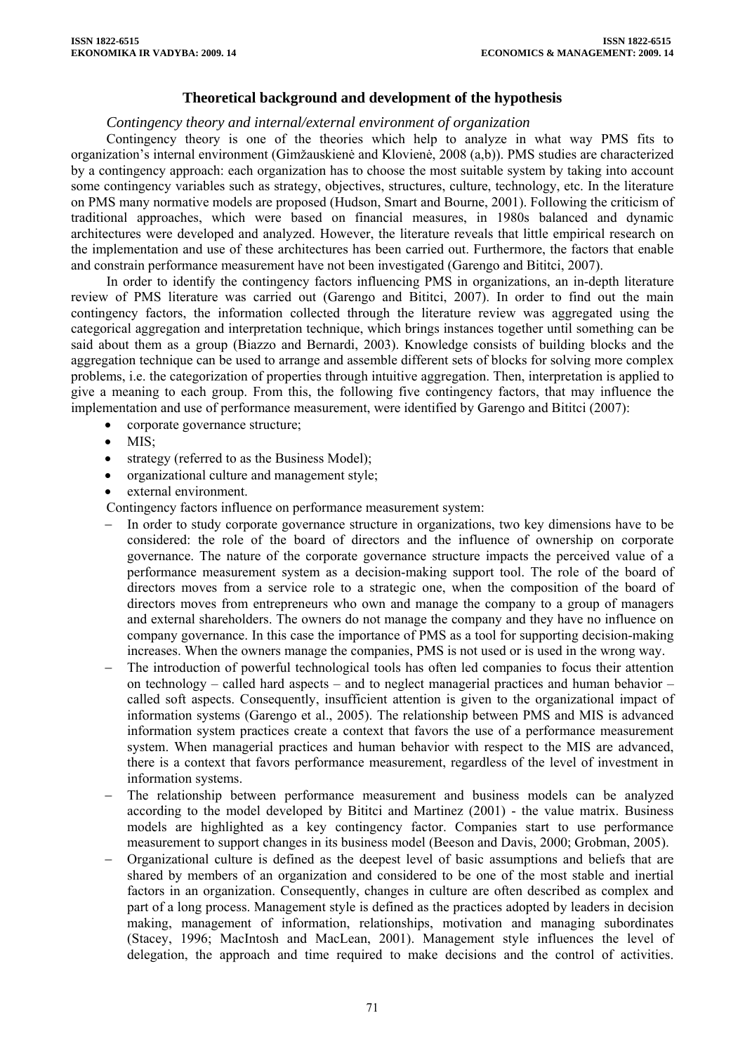## Theoretical background and development of the hypothesis

### *Contingency theory and internal/external environment of organization*

Contingency theory is one of the theories which help to analyze in what way PMS fits to organization's internal environment (Gimžauskienė and Klovienė, 2008 (a,b)). PMS studies are characterized by a contingency approach: each organization has to choose the most suitable system by taking into account some contingency variables such as strategy, objectives, structures, culture, technology, etc. In the literature on PMS many normative models are proposed (Hudson, Smart and Bourne, 2001). Following the criticism of traditional approaches, which were based on financial measures, in 1980s balanced and dynamic architectures were developed and analyzed. However, the literature reveals that little empirical research on the implementation and use of these architectures has been carried out. Furthermore, the factors that enable and constrain performance measurement have not been investigated (Garengo and Bititci, 2007).

In order to identify the contingency factors influencing PMS in organizations, an in-depth literature review of PMS literature was carried out (Garengo and Bititci, 2007). In order to find out the main contingency factors, the information collected through the literature review was aggregated using the categorical aggregation and interpretation technique, which brings instances together until something can be said about them as a group (Biazzo and Bernardi, 2003). Knowledge consists of building blocks and the aggregation technique can be used to arrange and assemble different sets of blocks for solving more complex problems, i.e. the categorization of properties through intuitive aggregation. Then, interpretation is applied to give a meaning to each group. From this, the following five contingency factors, that may influence the implementation and use of performance measurement, were identified by Garengo and Bititci (2007):

- corporate governance structure;
- MIS;
- strategy (referred to as the Business Model);
- organizational culture and management style;
- external environment.

Contingency factors influence on performance measurement system:

- In order to study corporate governance structure in organizations, two key dimensions have to be considered: the role of the board of directors and the influence of ownership on corporate governance. The nature of the corporate governance structure impacts the perceived value of a performance measurement system as a decision-making support tool. The role of the board of directors moves from a service role to a strategic one, when the composition of the board of directors moves from entrepreneurs who own and manage the company to a group of managers and external shareholders. The owners do not manage the company and they have no influence on company governance. In this case the importance of PMS as a tool for supporting decision-making increases. When the owners manage the companies, PMS is not used or is used in the wrong way.
- The introduction of powerful technological tools has often led companies to focus their attention on technology – called hard aspects – and to neglect managerial practices and human behavior – called soft aspects. Consequently, insufficient attention is given to the organizational impact of information systems (Garengo et al., 2005). The relationship between PMS and MIS is advanced information system practices create a context that favors the use of a performance measurement system. When managerial practices and human behavior with respect to the MIS are advanced, there is a context that favors performance measurement, regardless of the level of investment in information systems.
- The relationship between performance measurement and business models can be analyzed according to the model developed by Bititci and Martinez (2001) - the value matrix. Business models are highlighted as a key contingency factor. Companies start to use performance measurement to support changes in its business model (Beeson and Davis, 2000; Grobman, 2005).
- Organizational culture is defined as the deepest level of basic assumptions and beliefs that are shared by members of an organization and considered to be one of the most stable and inertial factors in an organization. Consequently, changes in culture are often described as complex and part of a long process. Management style is defined as the practices adopted by leaders in decision making, management of information, relationships, motivation and managing subordinates (Stacey, 1996; MacIntosh and MacLean, 2001). Management style influences the level of delegation, the approach and time required to make decisions and the control of activities.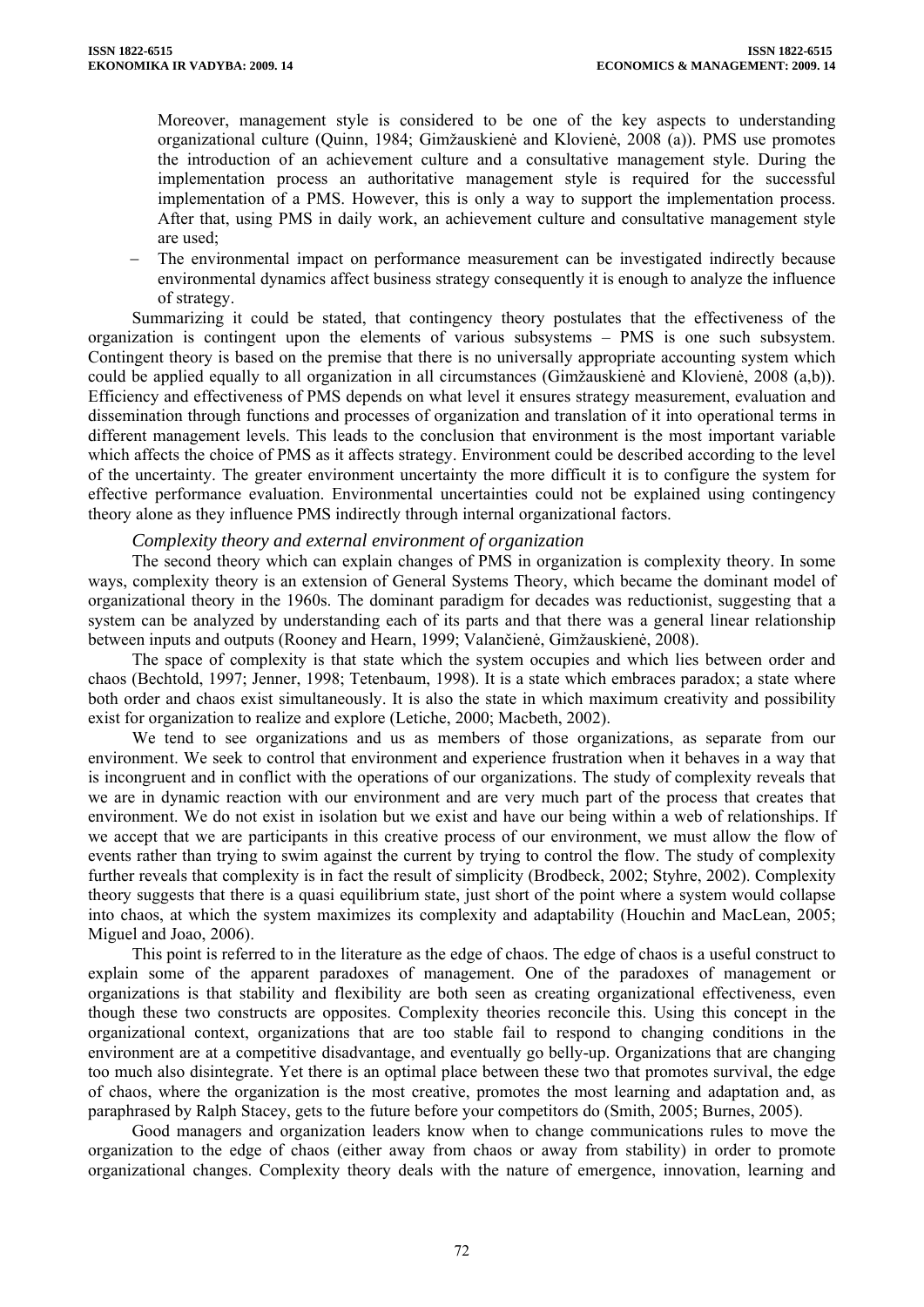Moreover, management style is considered to be one of the key aspects to understanding organizational culture (Quinn, 1984; Gimžauskienė and Klovienė, 2008 (a)). PMS use promotes the introduction of an achievement culture and a consultative management style. During the implementation process an authoritative management style is required for the successful implementation of a PMS. However, this is only a way to support the implementation process. After that, using PMS in daily work, an achievement culture and consultative management style are used;

– The environmental impact on performance measurement can be investigated indirectly because environmental dynamics affect business strategy consequently it is enough to analyze the influence of strategy.

Summarizing it could be stated, that contingency theory postulates that the effectiveness of the organization is contingent upon the elements of various subsystems – PMS is one such subsystem. Contingent theory is based on the premise that there is no universally appropriate accounting system which could be applied equally to all organization in all circumstances (Gimžauskienė and Klovienė, 2008 (a,b)). Efficiency and effectiveness of PMS depends on what level it ensures strategy measurement, evaluation and dissemination through functions and processes of organization and translation of it into operational terms in different management levels. This leads to the conclusion that environment is the most important variable which affects the choice of PMS as it affects strategy. Environment could be described according to the level of the uncertainty. The greater environment uncertainty the more difficult it is to configure the system for effective performance evaluation. Environmental uncertainties could not be explained using contingency theory alone as they influence PMS indirectly through internal organizational factors.

*Complexity theory and external environment of organization*

The second theory which can explain changes of PMS in organization is complexity theory. In some ways, complexity theory is an extension of General Systems Theory, which became the dominant model of organizational theory in the 1960s. The dominant paradigm for decades was reductionist, suggesting that a system can be analyzed by understanding each of its parts and that there was a general linear relationship between inputs and outputs (Rooney and Hearn, 1999; Valančienė, Gimžauskienė, 2008).

The space of complexity is that state which the system occupies and which lies between order and chaos (Bechtold, 1997; Jenner, 1998; Tetenbaum, 1998). It is a state which embraces paradox; a state where both order and chaos exist simultaneously. It is also the state in which maximum creativity and possibility exist for organization to realize and explore (Letiche, 2000; Macbeth, 2002).

We tend to see organizations and us as members of those organizations, as separate from our environment. We seek to control that environment and experience frustration when it behaves in a way that is incongruent and in conflict with the operations of our organizations. The study of complexity reveals that we are in dynamic reaction with our environment and are very much part of the process that creates that environment. We do not exist in isolation but we exist and have our being within a web of relationships. If we accept that we are participants in this creative process of our environment, we must allow the flow of events rather than trying to swim against the current by trying to control the flow. The study of complexity further reveals that complexity is in fact the result of simplicity (Brodbeck, 2002; Styhre, 2002). Complexity theory suggests that there is a quasi equilibrium state, just short of the point where a system would collapse into chaos, at which the system maximizes its complexity and adaptability (Houchin and MacLean, 2005; Miguel and Joao, 2006).

This point is referred to in the literature as the edge of chaos. The edge of chaos is a useful construct to explain some of the apparent paradoxes of management. One of the paradoxes of management or organizations is that stability and flexibility are both seen as creating organizational effectiveness, even though these two constructs are opposites. Complexity theories reconcile this. Using this concept in the organizational context, organizations that are too stable fail to respond to changing conditions in the environment are at a competitive disadvantage, and eventually go belly-up. Organizations that are changing too much also disintegrate. Yet there is an optimal place between these two that promotes survival, the edge of chaos, where the organization is the most creative, promotes the most learning and adaptation and, as paraphrased by Ralph Stacey, gets to the future before your competitors do (Smith, 2005; Burnes, 2005).

Good managers and organization leaders know when to change communications rules to move the organization to the edge of chaos (either away from chaos or away from stability) in order to promote organizational changes. Complexity theory deals with the nature of emergence, innovation, learning and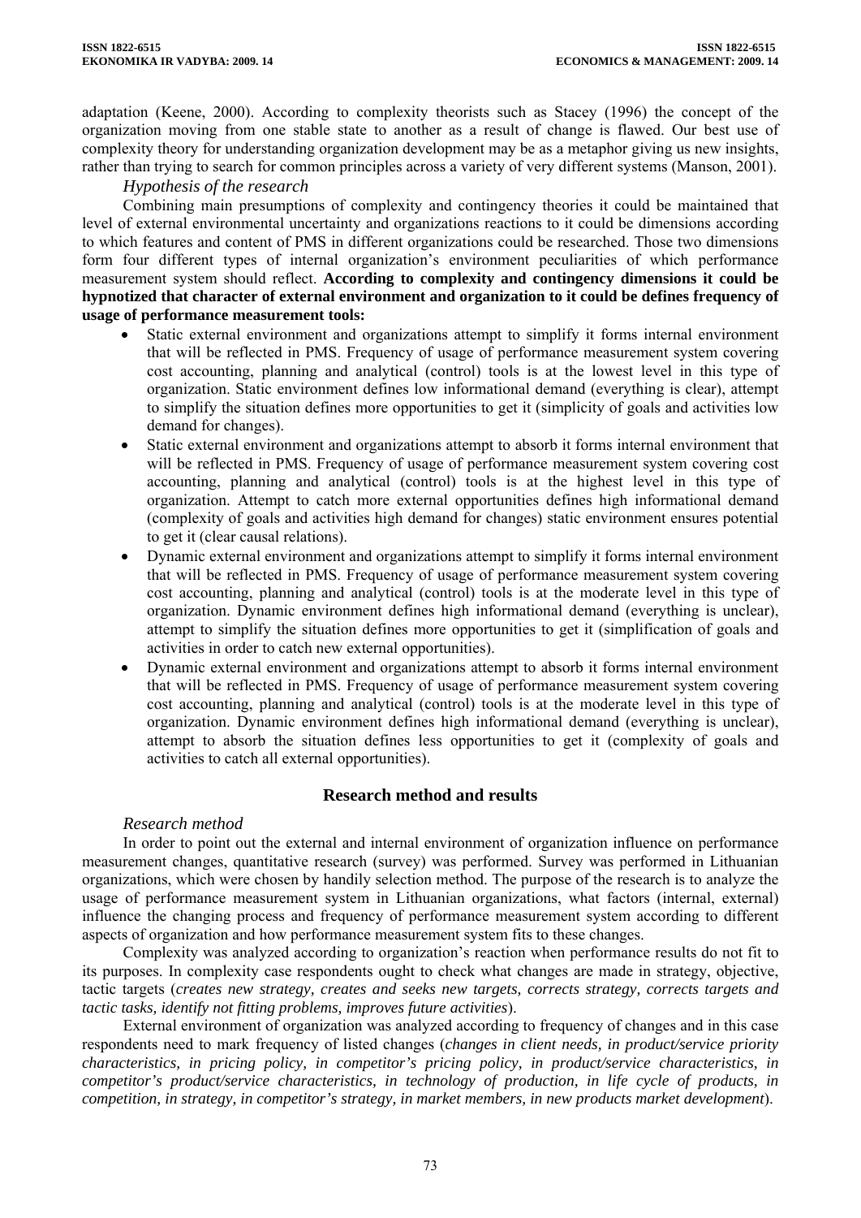adaptation (Keene, 2000). According to complexity theorists such as Stacey (1996) the concept of the organization moving from one stable state to another as a result of change is flawed. Our best use of complexity theory for understanding organization development may be as a metaphor giving us new insights, rather than trying to search for common principles across a variety of very different systems (Manson, 2001).

*Hypothesis of the research*

Combining main presumptions of complexity and contingency theories it could be maintained that level of external environmental uncertainty and organizations reactions to it could be dimensions according to which features and content of PMS in different organizations could be researched. Those two dimensions form four different types of internal organization's environment peculiarities of which performance measurement system should reflect. **According to complexity and contingency dimensions it could be hypnotized that character of external environment and organization to it could be defines frequency of usage of performance measurement tools:**

- Static external environment and organizations attempt to simplify it forms internal environment that will be reflected in PMS. Frequency of usage of performance measurement system covering cost accounting, planning and analytical (control) tools is at the lowest level in this type of organization. Static environment defines low informational demand (everything is clear), attempt to simplify the situation defines more opportunities to get it (simplicity of goals and activities low demand for changes).
- Static external environment and organizations attempt to absorb it forms internal environment that will be reflected in PMS. Frequency of usage of performance measurement system covering cost accounting, planning and analytical (control) tools is at the highest level in this type of organization. Attempt to catch more external opportunities defines high informational demand (complexity of goals and activities high demand for changes) static environment ensures potential to get it (clear causal relations).
- Dynamic external environment and organizations attempt to simplify it forms internal environment that will be reflected in PMS. Frequency of usage of performance measurement system covering cost accounting, planning and analytical (control) tools is at the moderate level in this type of organization. Dynamic environment defines high informational demand (everything is unclear), attempt to simplify the situation defines more opportunities to get it (simplification of goals and activities in order to catch new external opportunities).
- Dynamic external environment and organizations attempt to absorb it forms internal environment that will be reflected in PMS. Frequency of usage of performance measurement system covering cost accounting, planning and analytical (control) tools is at the moderate level in this type of organization. Dynamic environment defines high informational demand (everything is unclear), attempt to absorb the situation defines less opportunities to get it (complexity of goals and activities to catch all external opportunities).

## Research method and results

*Research method*

In order to point out the external and internal environment of organization influence on performance measurement changes, quantitative research (survey) was performed. Survey was performed in Lithuanian organizations, which were chosen by handily selection method. The purpose of the research is to analyze the usage of performance measurement system in Lithuanian organizations, what factors (internal, external) influence the changing process and frequency of performance measurement system according to different aspects of organization and how performance measurement system fits to these changes.

Complexity was analyzed according to organization's reaction when performance results do not fit to its purposes. In complexity case respondents ought to check what changes are made in strategy, objective, tactic targets (*creates new strategy, creates and seeks new targets, corrects strategy, corrects targets and tactic tasks, identify not fitting problems, improves future activities*).

External environment of organization was analyzed according to frequency of changes and in this case respondents need to mark frequency of listed changes (*changes in client needs, in product/service priority characteristics, in pricing policy, in competitor's pricing policy, in product/service characteristics, in competitor's product/service characteristics, in technology of production, in life cycle of products, in competition, in strategy, in competitor's strategy, in market members, in new products market development*).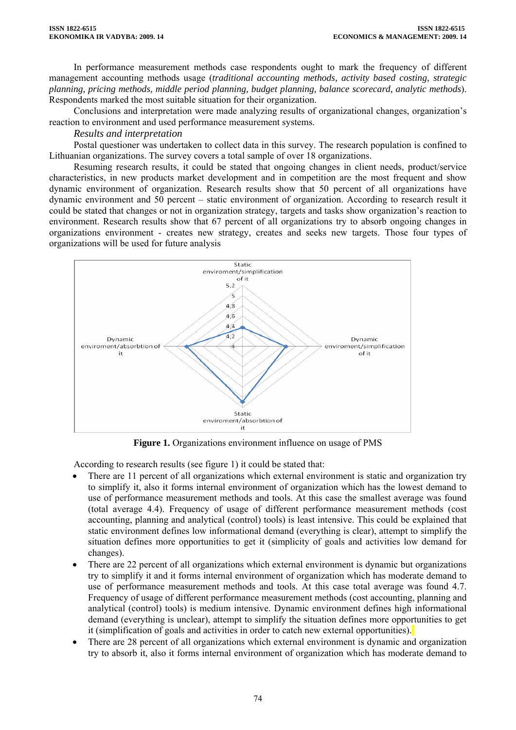In performance measurement methods case respondents ought to mark the frequency of different management accounting methods usage (*traditional accounting methods, activity based costing, strategic planning, pricing methods, middle period planning, budget planning, balance scorecard, analytic methods*). Respondents marked the most suitable situation for their organization.

Conclusions and interpretation were made analyzing results of organizational changes, organization's reaction to environment and used performance measurement systems.

### *Results and interpretation*

Postal questioner was undertaken to collect data in this survey. The research population is confined to Lithuanian organizations. The survey covers a total sample of over 18 organizations.

Resuming research results, it could be stated that ongoing changes in client needs, product/service characteristics, in new products market development and in competition are the most frequent and show dynamic environment of organization. Research results show that 50 percent of all organizations have dynamic environment and 50 percent – static environment of organization. According to research result it could be stated that changes or not in organization strategy, targets and tasks show organization's reaction to environment. Research results show that 67 percent of all organizations try to absorb ongoing changes in organizations environment - creates new strategy, creates and seeks new targets. Those four types of organizations will be used for future analysis

**Figure 1.** Organizations environment influence on usage of PMS

According to research results (see figure 1) it could be stated that:

- There are 11 percent of all organizations which external environment is static and organization try to simplify it, also it forms internal environment of organization which has the lowest demand to use of performance measurement methods and tools. At this case the smallest average was found (total average 4.4). Frequency of usage of different performance measurement methods (cost accounting, planning and analytical (control) tools) is least intensive. This could be explained that static environment defines low informational demand (everything is clear), attempt to simplify the situation defines more opportunities to get it (simplicity of goals and activities low demand for changes).
- There are 22 percent of all organizations which external environment is dynamic but organizations try to simplify it and it forms internal environment of organization which has moderate demand to use of performance measurement methods and tools. At this case total average was found 4.7. Frequency of usage of different performance measurement methods (cost accounting, planning and analytical (control) tools) is medium intensive. Dynamic environment defines high informational demand (everything is unclear), attempt to simplify the situation defines more opportunities to get it (simplification of goals and activities in order to catch new external opportunities).
- There are 28 percent of all organizations which external environment is dynamic and organization try to absorb it, also it forms internal environment of organization which has moderate demand to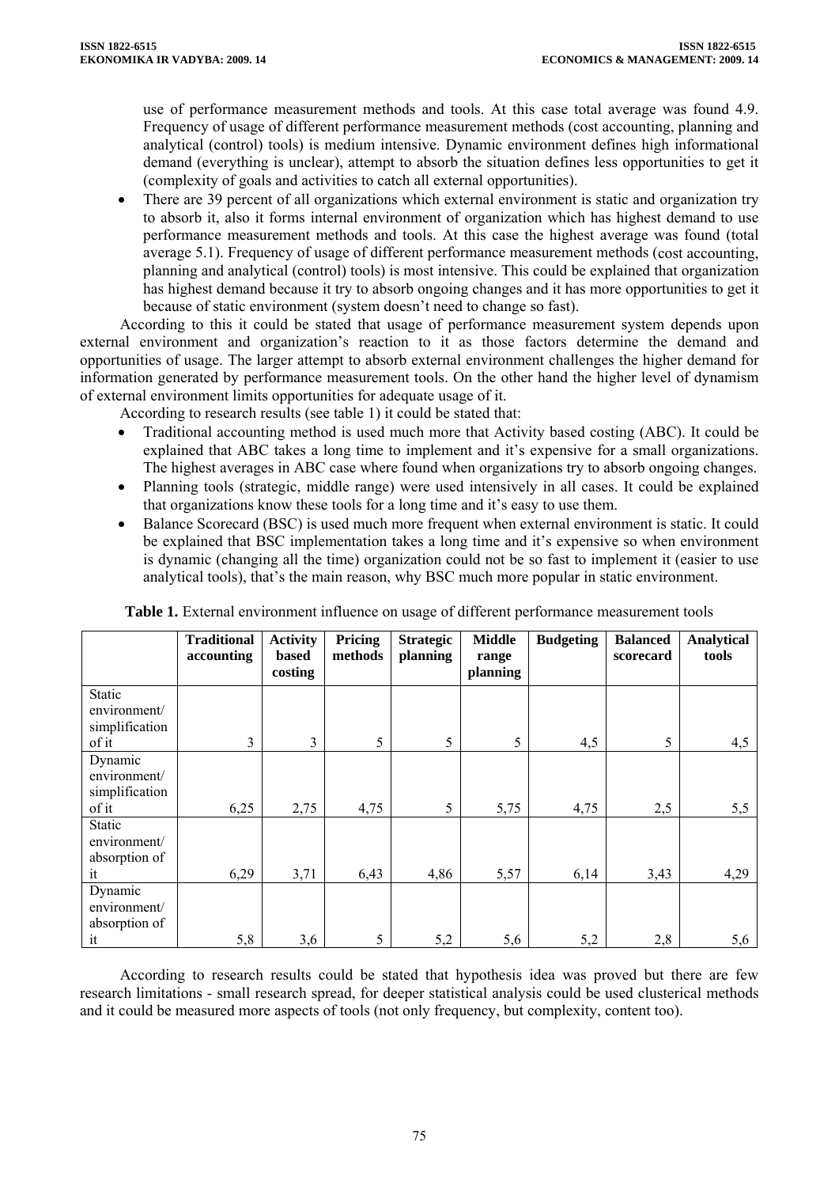use of performance measurement methods and tools. At this case total average was found 4.9. Frequency of usage of different performance measurement methods (cost accounting, planning and analytical (control) tools) is medium intensive. Dynamic environment defines high informational demand (everything is unclear), attempt to absorb the situation defines less opportunities to get it (complexity of goals and activities to catch all external opportunities).

- There are 39 percent of all organizations which external environment is static and organization try to absorb it, also it forms internal environment of organization which has highest demand to use performance measurement methods and tools. At this case the highest average was found (total average 5.1). Frequency of usage of different performance measurement methods (cost accounting, planning and analytical (control) tools) is most intensive. This could be explained that organization has highest demand because it try to absorb ongoing changes and it has more opportunities to get it because of static environment (system doesn't need to change so fast).

According to this it could be stated that usage of performance measurement system depends upon external environment and organization's reaction to it as those factors determine the demand and opportunities of usage. The larger attempt to absorb external environment challenges the higher demand for information generated by performance measurement tools. On the other hand the higher level of dynamism of external environment limits opportunities for adequate usage of it.

According to research results (see table 1) it could be stated that:

- Traditional accounting method is used much more that Activity based costing (ABC). It could be explained that ABC takes a long time to implement and it's expensive for a small organizations. The highest averages in ABC case where found when organizations try to absorb ongoing changes.
- Planning tools (strategic, middle range) were used intensively in all cases. It could be explained that organizations know these tools for a long time and it's easy to use them.
- Balance Scorecard (BSC) is used much more frequent when external environment is static. It could be explained that BSC implementation takes a long time and it's expensive so when environment is dynamic (changing all the time) organization could not be so fast to implement it (easier to use analytical tools), that's the main reason, why BSC much more popular in static environment.

**Table 1.** External environment influence on usage of different performance measurement tools

| | Traditional accounting | Activity based costing | Pricing methods | Strategic planning | Middle range planning | Budgeting | Balanced scorecard | Analytical tools |
|---|---|---|---|---|---|---|---|---|
| Static environment/ simplification of it | 3 | 3 | 5 | 5 | 5 | 4,5 | 5 | 4,5 |
| Dynamic environment/ simplification of it | 6,25 | 2,75 | 4,75 | 5 | 5,75 | 4,75 | 2,5 | 5,5 |
| Static environment/ absorption of it | 6,29 | 3,71 | 6,43 | 4,86 | 5,57 | 6,14 | 3,43 | 4,29 |
| Dynamic environment/ absorption of it | 5,8 | 3,6 | 5 | 5,2 | 5,6 | 5,2 | 2,8 | 5,6 |

According to research results could be stated that hypothesis idea was proved but there are few research limitations - small research spread, for deeper statistical analysis could be used clusterical methods and it could be measured more aspects of tools (not only frequency, but complexity, content too).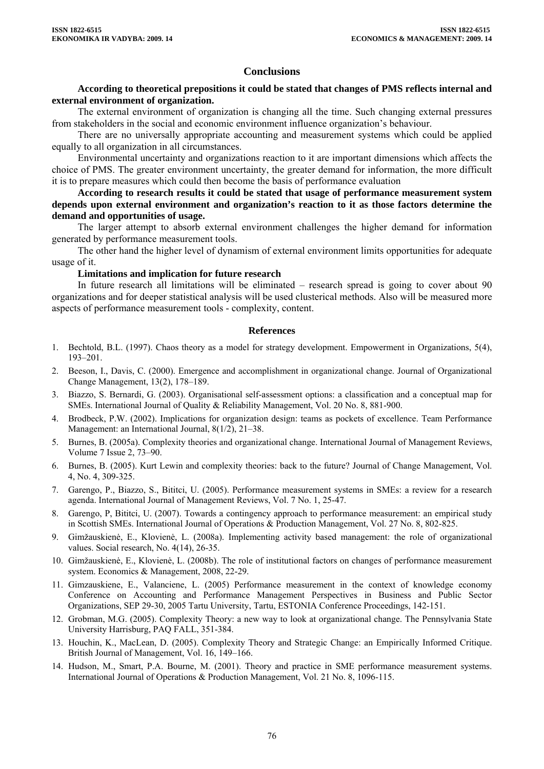## Conclusions

**According to theoretical prepositions it could be stated that changes of PMS reflects internal and external environment of organization.**

The external environment of organization is changing all the time. Such changing external pressures from stakeholders in the social and economic environment influence organization's behaviour.

There are no universally appropriate accounting and measurement systems which could be applied equally to all organization in all circumstances.

Environmental uncertainty and organizations reaction to it are important dimensions which affects the choice of PMS. The greater environment uncertainty, the greater demand for information, the more difficult it is to prepare measures which could then become the basis of performance evaluation

**According to research results it could be stated that usage of performance measurement system depends upon external environment and organization's reaction to it as those factors determine the demand and opportunities of usage.**

The larger attempt to absorb external environment challenges the higher demand for information generated by performance measurement tools.

The other hand the higher level of dynamism of external environment limits opportunities for adequate usage of it.

**Limitations and implication for future research**

In future research all limitations will be eliminated – research spread is going to cover about 90 organizations and for deeper statistical analysis will be used clusterical methods. Also will be measured more aspects of performance measurement tools - complexity, content.

## References

1. Bechtold, B.L. (1997). Chaos theory as a model for strategy development. Empowerment in Organizations, 5(4), 193–201.
2. Beeson, I., Davis, C. (2000). Emergence and accomplishment in organizational change. Journal of Organizational Change Management, 13(2), 178–189.
3. Biazzo, S. Bernardi, G. (2003). Organisational self-assessment options: a classification and a conceptual map for SMEs. International Journal of Quality & Reliability Management, Vol. 20 No. 8, 881-900.
4. Brodbeck, P.W. (2002). Implications for organization design: teams as pockets of excellence. Team Performance Management: an International Journal, 8(1/2), 21–38.
5. Burnes, B. (2005a). Complexity theories and organizational change. International Journal of Management Reviews, Volume 7 Issue 2, 73–90.
6. Burnes, B. (2005). Kurt Lewin and complexity theories: back to the future? Journal of Change Management, Vol. 4, No. 4, 309-325.
7. Garengo, P., Biazzo, S., Bititci, U. (2005). Performance measurement systems in SMEs: a review for a research agenda. International Journal of Management Reviews, Vol. 7 No. 1, 25-47.
8. Garengo, P, Bititci, U. (2007). Towards a contingency approach to performance measurement: an empirical study in Scottish SMEs. International Journal of Operations & Production Management, Vol. 27 No. 8, 802-825.
9. Gimžauskienė, E., Klovienė, L. (2008a). Implementing activity based management: the role of organizational values. Social research, No. 4(14), 26-35.
10. Gimžauskienė, E., Klovienė, L. (2008b). The role of institutional factors on changes of performance measurement system. Economics & Management, 2008, 22-29.
11. Gimzauskiene, E., Valanciene, L. (2005) Performance measurement in the context of knowledge economy Conference on Accounting and Performance Management Perspectives in Business and Public Sector Organizations, SEP 29-30, 2005 Tartu University, Tartu, ESTONIA Conference Proceedings, 142-151.
12. Grobman, M.G. (2005). Complexity Theory: a new way to look at organizational change. The Pennsylvania State University Harrisburg, PAQ FALL, 351-384.
13. Houchin, K., MacLean, D. (2005). Complexity Theory and Strategic Change: an Empirically Informed Critique. British Journal of Management, Vol. 16, 149–166.
14. Hudson, M., Smart, P.A. Bourne, M. (2001). Theory and practice in SME performance measurement systems. International Journal of Operations & Production Management, Vol. 21 No. 8, 1096-115.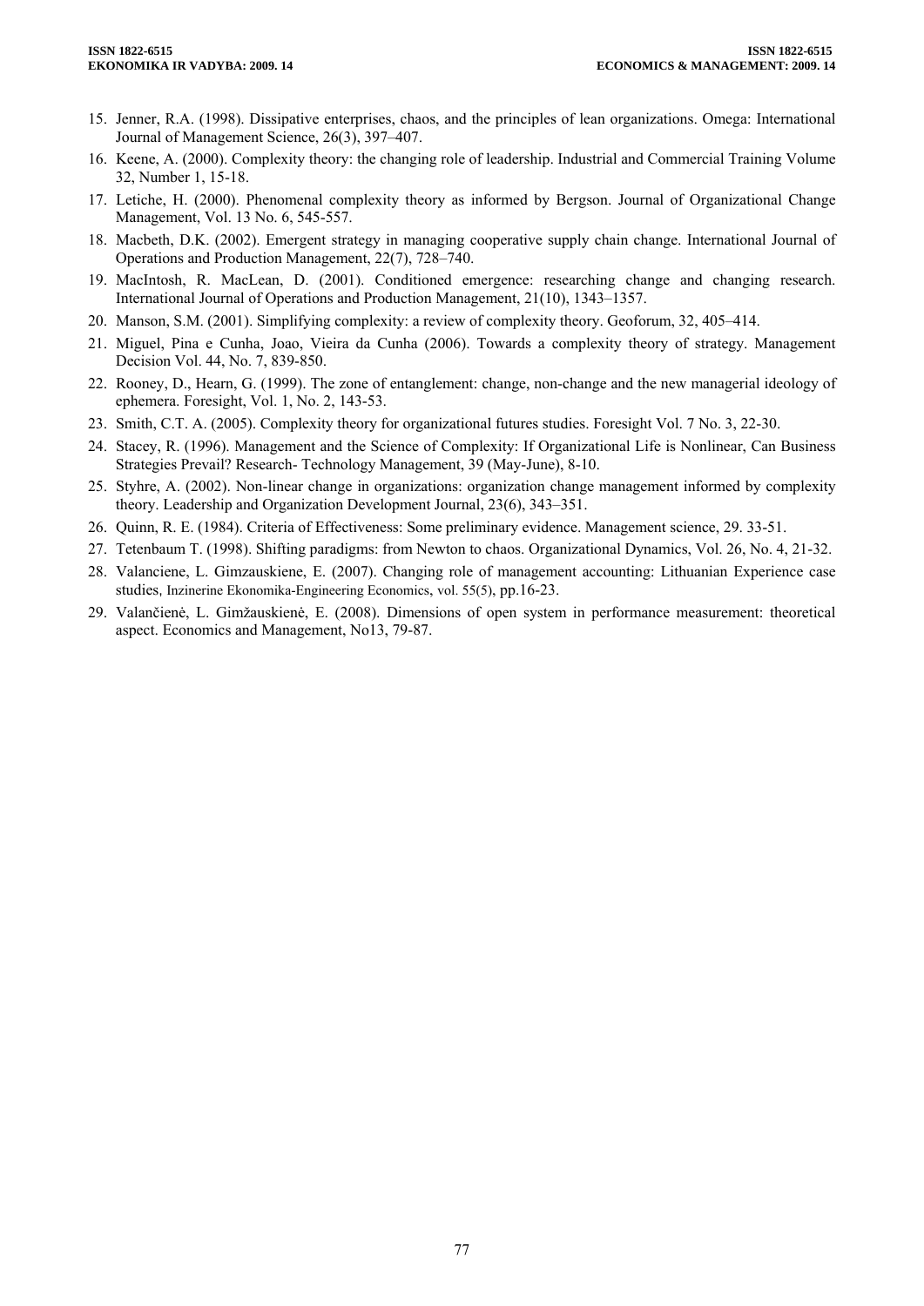15. Jenner, R.A. (1998). Dissipative enterprises, chaos, and the principles of lean organizations. Omega: International Journal of Management Science, 26(3), 397–407.
16. Keene, A. (2000). Complexity theory: the changing role of leadership. Industrial and Commercial Training Volume 32, Number 1, 15-18.
17. Letiche, H. (2000). Phenomenal complexity theory as informed by Bergson. Journal of Organizational Change Management, Vol. 13 No. 6, 545-557.
18. Macbeth, D.K. (2002). Emergent strategy in managing cooperative supply chain change. International Journal of Operations and Production Management, 22(7), 728–740.
19. MacIntosh, R. MacLean, D. (2001). Conditioned emergence: researching change and changing research. International Journal of Operations and Production Management, 21(10), 1343–1357.
20. Manson, S.M. (2001). Simplifying complexity: a review of complexity theory. Geoforum, 32, 405–414.
21. Miguel, Pina e Cunha, Joao, Vieira da Cunha (2006). Towards a complexity theory of strategy. Management Decision Vol. 44, No. 7, 839-850.
22. Rooney, D., Hearn, G. (1999). The zone of entanglement: change, non-change and the new managerial ideology of ephemera. Foresight, Vol. 1, No. 2, 143-53.
23. Smith, C.T. A. (2005). Complexity theory for organizational futures studies. Foresight Vol. 7 No. 3, 22-30.
24. Stacey, R. (1996). Management and the Science of Complexity: If Organizational Life is Nonlinear, Can Business Strategies Prevail? Research- Technology Management, 39 (May-June), 8-10.
25. Styhre, A. (2002). Non-linear change in organizations: organization change management informed by complexity theory. Leadership and Organization Development Journal, 23(6), 343–351.
26. Quinn, R. E. (1984). Criteria of Effectiveness: Some preliminary evidence. Management science, 29. 33-51.
27. Tetenbaum T. (1998). Shifting paradigms: from Newton to chaos. Organizational Dynamics, Vol. 26, No. 4, 21-32.
28. Valanciene, L. Gimzauskiene, E. (2007). Changing role of management accounting: Lithuanian Experience case studies, Inzinerine Ekonomika-Engineering Economics, vol. 55(5), pp.16-23.
29. Valančienė, L. Gimžauskienė, E. (2008). Dimensions of open system in performance measurement: theoretical aspect. Economics and Management, No13, 79-87.